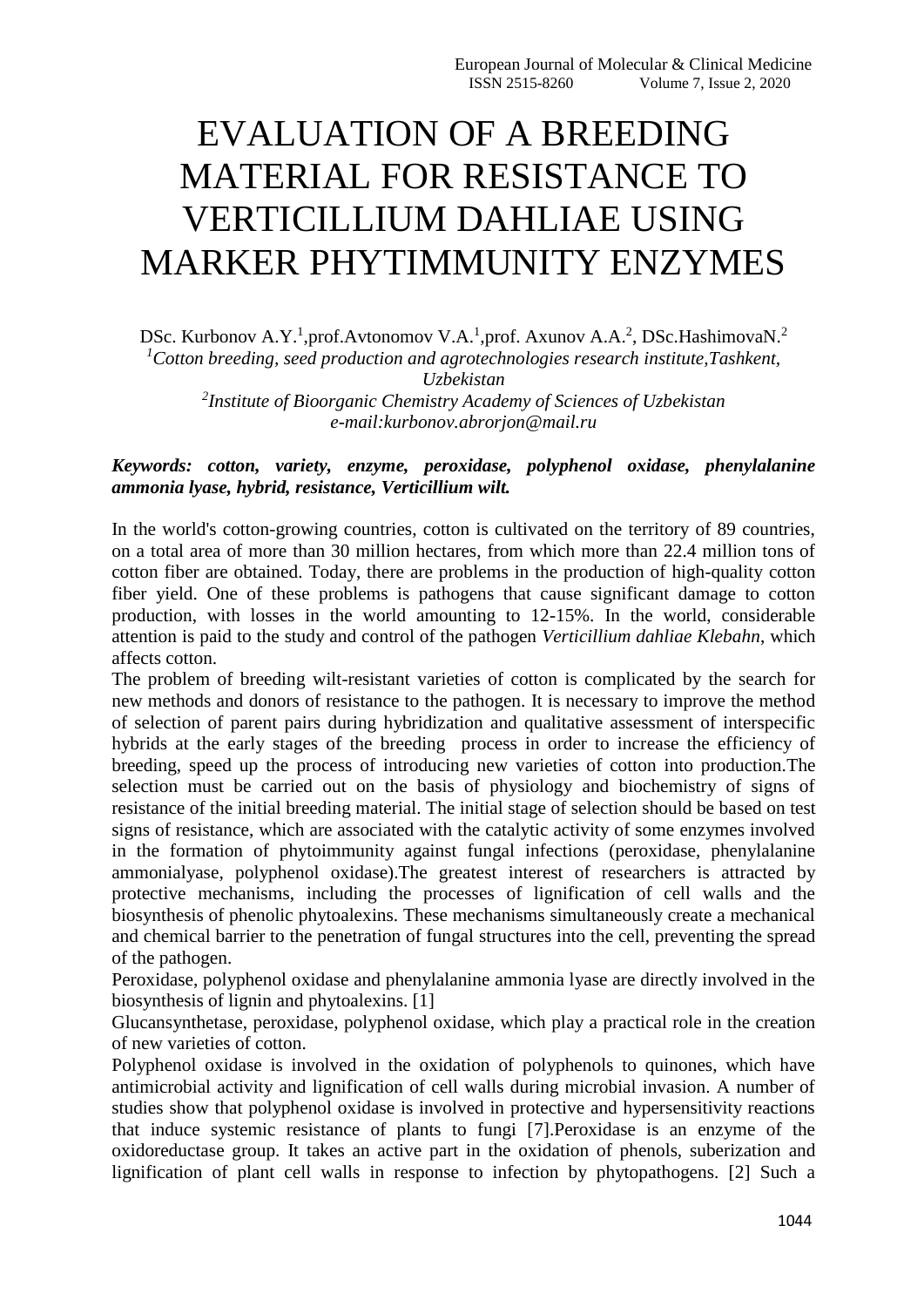# EVALUATION OF A BREEDING MATERIAL FOR RESISTANCE TO VERTICILLIUM DAHLIAE USING MARKER PHYTIMMUNITY ENZYMES

DSc. Kurbonov A.Y.[1],prof.Avtonomov V.A.[1],prof. Axunov A.A.[2], DSc.HashimovaN.[2]

[1]*Cotton breeding, seed production and agrotechnologies research institute,Tashkent, Uzbekistan*

[2]*Institute of Bioorganic Chemistry Academy of Sciences of Uzbekistan*

*e-mail:kurbonov.abrorjon@mail.ru*

***Keywords: cotton, variety, enzyme, peroxidase, polyphenol oxidase, phenylalanine ammonia lyase, hybrid, resistance, Verticillium wilt.***

In the world's cotton-growing countries, cotton is cultivated on the territory of 89 countries, on a total area of more than 30 million hectares, from which more than 22.4 million tons of cotton fiber are obtained. Today, there are problems in the production of high-quality cotton fiber yield. One of these problems is pathogens that cause significant damage to cotton production, with losses in the world amounting to 12-15%. In the world, considerable attention is paid to the study and control of the pathogen *Verticillium dahliae Klebahn*, which affects cotton.

The problem of breeding wilt-resistant varieties of cotton is complicated by the search for new methods and donors of resistance to the pathogen. It is necessary to improve the method of selection of parent pairs during hybridization and qualitative assessment of interspecific hybrids at the early stages of the breeding process in order to increase the efficiency of breeding, speed up the process of introducing new varieties of cotton into production.The selection must be carried out on the basis of physiology and biochemistry of signs of resistance of the initial breeding material. The initial stage of selection should be based on test signs of resistance, which are associated with the catalytic activity of some enzymes involved in the formation of phytoimmunity against fungal infections (peroxidase, phenylalanine ammonialyase, polyphenol oxidase).The greatest interest of researchers is attracted by protective mechanisms, including the processes of lignification of cell walls and the biosynthesis of phenolic phytoalexins. These mechanisms simultaneously create a mechanical and chemical barrier to the penetration of fungal structures into the cell, preventing the spread of the pathogen.

Peroxidase, polyphenol oxidase and phenylalanine ammonia lyase are directly involved in the biosynthesis of lignin and phytoalexins. [1]

Glucansynthetase, peroxidase, polyphenol oxidase, which play a practical role in the creation of new varieties of cotton.

Polyphenol oxidase is involved in the oxidation of polyphenols to quinones, which have antimicrobial activity and lignification of cell walls during microbial invasion. A number of studies show that polyphenol oxidase is involved in protective and hypersensitivity reactions that induce systemic resistance of plants to fungi [7].Peroxidase is an enzyme of the oxidoreductase group. It takes an active part in the oxidation of phenols, suberization and lignification of plant cell walls in response to infection by phytopathogens. [2] Such a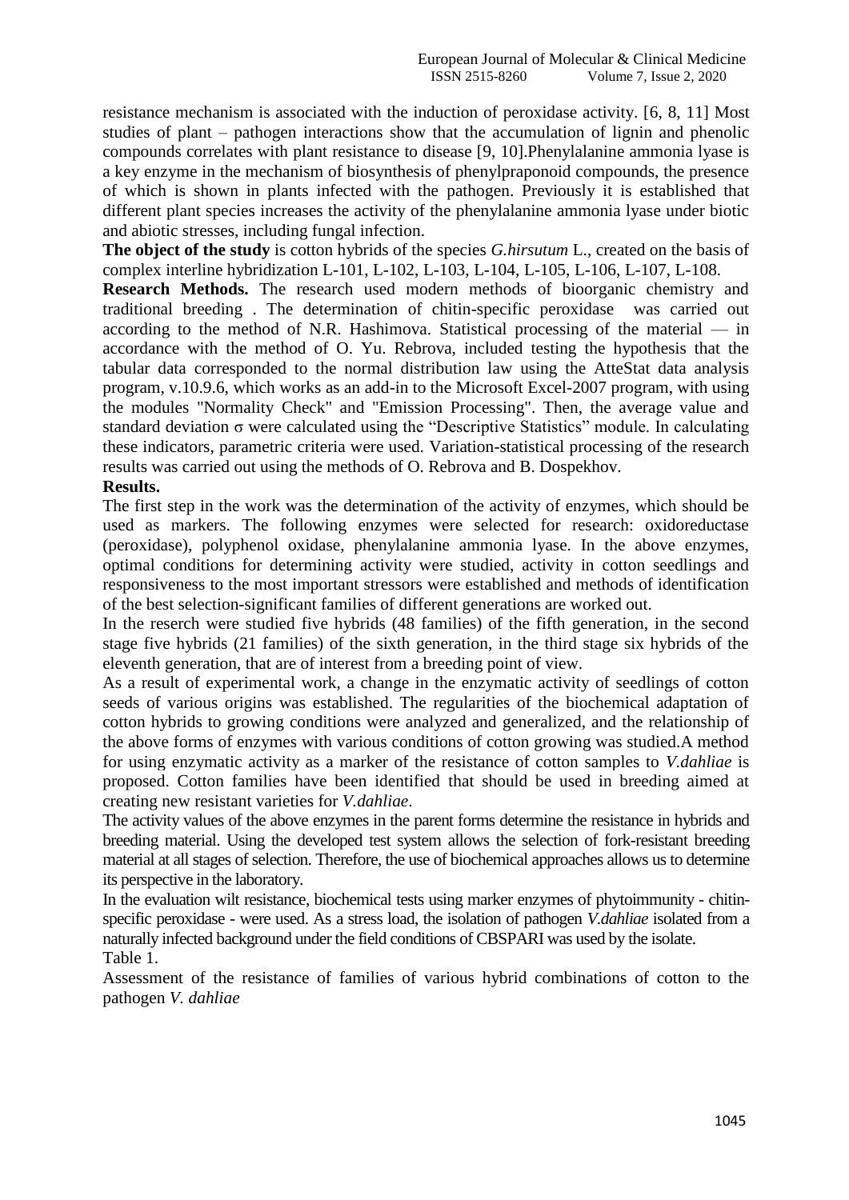resistance mechanism is associated with the induction of peroxidase activity. [6, 8, 11] Most studies of plant – pathogen interactions show that the accumulation of lignin and phenolic compounds correlates with plant resistance to disease [9, 10].Phenylalanine ammonia lyase is a key enzyme in the mechanism of biosynthesis of phenylpraponoid compounds, the presence of which is shown in plants infected with the pathogen. Previously it is established that different plant species increases the activity of the phenylalanine ammonia lyase under biotic and abiotic stresses, including fungal infection.

**The object of the study** is cotton hybrids of the species *G.hirsutum* L., created on the basis of complex interline hybridization L-101, L-102, L-103, L-104, L-105, L-106, L-107, L-108.

**Research Methods.** The research used modern methods of bioorganic chemistry and traditional breeding . The determination of chitin-specific peroxidase was carried out according to the method of N.R. Hashimova. Statistical processing of the material — in accordance with the method of O. Yu. Rebrova, included testing the hypothesis that the tabular data corresponded to the normal distribution law using the AtteStat data analysis program, v.10.9.6, which works as an add-in to the Microsoft Excel-2007 program, with using the modules "Normality Check" and "Emission Processing". Then, the average value and standard deviation σ were calculated using the "Descriptive Statistics" module. In calculating these indicators, parametric criteria were used. Variation-statistical processing of the research results was carried out using the methods of O. Rebrova and B. Dospekhov.

**Results.**

The first step in the work was the determination of the activity of enzymes, which should be used as markers. The following enzymes were selected for research: oxidoreductase (peroxidase), polyphenol oxidase, phenylalanine ammonia lyase. In the above enzymes, optimal conditions for determining activity were studied, activity in cotton seedlings and responsiveness to the most important stressors were established and methods of identification of the best selection-significant families of different generations are worked out.

In the reserch were studied five hybrids (48 families) of the fifth generation, in the second stage five hybrids (21 families) of the sixth generation, in the third stage six hybrids of the eleventh generation, that are of interest from a breeding point of view.

As a result of experimental work, a change in the enzymatic activity of seedlings of cotton seeds of various origins was established. The regularities of the biochemical adaptation of cotton hybrids to growing conditions were analyzed and generalized, and the relationship of the above forms of enzymes with various conditions of cotton growing was studied.A method for using enzymatic activity as a marker of the resistance of cotton samples to *V.dahliae* is proposed. Cotton families have been identified that should be used in breeding aimed at creating new resistant varieties for *V.dahliae*.

The activity values of the above enzymes in the parent forms determine the resistance in hybrids and breeding material. Using the developed test system allows the selection of fork-resistant breeding material at all stages of selection. Therefore, the use of biochemical approaches allows us to determine its perspective in the laboratory.

In the evaluation wilt resistance, biochemical tests using marker enzymes of phytoimmunity - chitin-specific peroxidase - were used. As a stress load, the isolation of pathogen *V.dahliae* isolated from a naturally infected background under the field conditions of CBSPARI was used by the isolate.

Table 1.

Assessment of the resistance of families of various hybrid combinations of cotton to the pathogen *V. dahliae*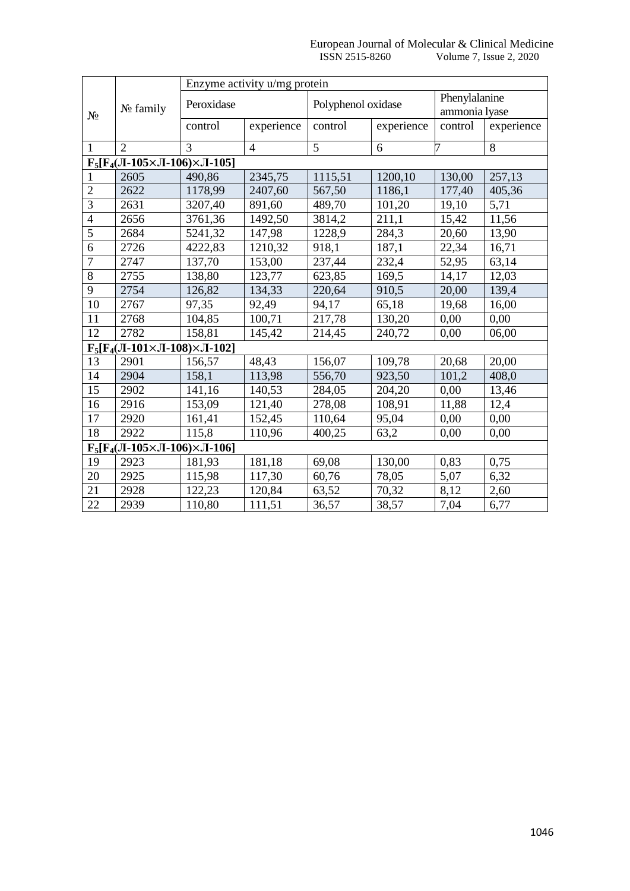| № | № family | Enzyme activity u/mg protein | | | | | |
|---|---|---|---|---|---|---|---|
| | | Peroxidase | | Polyphenol oxidase | | Phenylalanine ammonia lyase | |
| | | control | experience | control | experience | control | experience |
| 1 | 2 | 3 | 4 | 5 | 6 | 7 | 8 |
| **$F_5$[$F_4$(Л-105×Л-106)×Л-105]** | | | | | | | |
| 1 | 2605 | 490,86 | 2345,75 | 1115,51 | 1200,10 | 130,00 | 257,13 |
| 2 | 2622 | 1178,99 | 2407,60 | 567,50 | 1186,1 | 177,40 | 405,36 |
| 3 | 2631 | 3207,40 | 891,60 | 489,70 | 101,20 | 19,10 | 5,71 |
| 4 | 2656 | 3761,36 | 1492,50 | 3814,2 | 211,1 | 15,42 | 11,56 |
| 5 | 2684 | 5241,32 | 147,98 | 1228,9 | 284,3 | 20,60 | 13,90 |
| 6 | 2726 | 4222,83 | 1210,32 | 918,1 | 187,1 | 22,34 | 16,71 |
| 7 | 2747 | 137,70 | 153,00 | 237,44 | 232,4 | 52,95 | 63,14 |
| 8 | 2755 | 138,80 | 123,77 | 623,85 | 169,5 | 14,17 | 12,03 |
| 9 | 2754 | 126,82 | 134,33 | 220,64 | 910,5 | 20,00 | 139,4 |
| 10 | 2767 | 97,35 | 92,49 | 94,17 | 65,18 | 19,68 | 16,00 |
| 11 | 2768 | 104,85 | 100,71 | 217,78 | 130,20 | 0,00 | 0,00 |
| 12 | 2782 | 158,81 | 145,42 | 214,45 | 240,72 | 0,00 | 06,00 |
| **$F_5$[$F_4$(Л-101×Л-108)×Л-102]** | | | | | | | |
| 13 | 2901 | 156,57 | 48,43 | 156,07 | 109,78 | 20,68 | 20,00 |
| 14 | 2904 | 158,1 | 113,98 | 556,70 | 923,50 | 101,2 | 408,0 |
| 15 | 2902 | 141,16 | 140,53 | 284,05 | 204,20 | 0,00 | 13,46 |
| 16 | 2916 | 153,09 | 121,40 | 278,08 | 108,91 | 11,88 | 12,4 |
| 17 | 2920 | 161,41 | 152,45 | 110,64 | 95,04 | 0,00 | 0,00 |
| 18 | 2922 | 115,8 | 110,96 | 400,25 | 63,2 | 0,00 | 0,00 |
| **$F_5$[$F_4$(Л-105×Л-106)×Л-106]** | | | | | | | |
| 19 | 2923 | 181,93 | 181,18 | 69,08 | 130,00 | 0,83 | 0,75 |
| 20 | 2925 | 115,98 | 117,30 | 60,76 | 78,05 | 5,07 | 6,32 |
| 21 | 2928 | 122,23 | 120,84 | 63,52 | 70,32 | 8,12 | 2,60 |
| 22 | 2939 | 110,80 | 111,51 | 36,57 | 38,57 | 7,04 | 6,77 |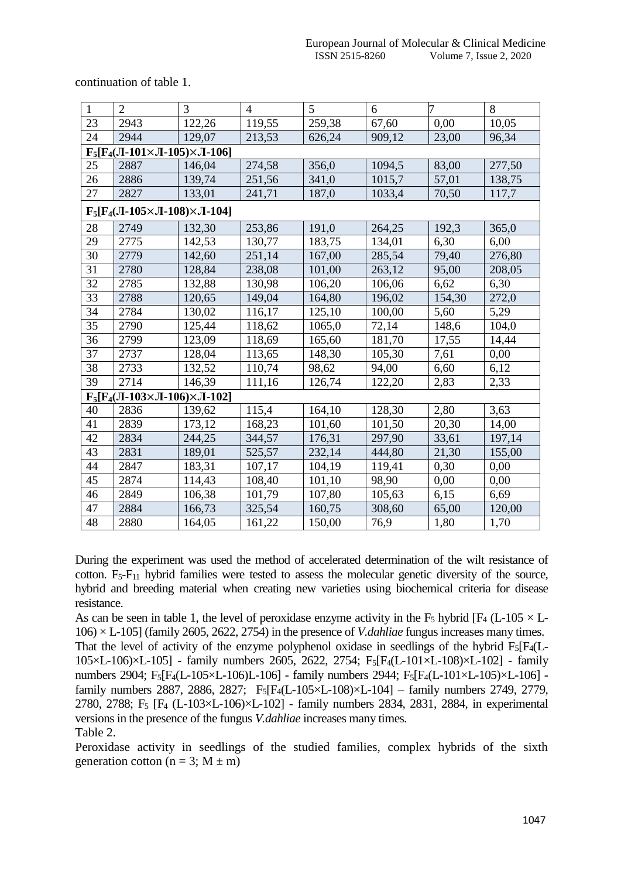continuation of table 1.

| 1 | 2 | 3 | 4 | 5 | 6 | 7 | 8 |
|---|---|---|---|---|---|---|---|
| 23 | 2943 | 122,26 | 119,55 | 259,38 | 67,60 | 0,00 | 10,05 |
| 24 | 2944 | 129,07 | 213,53 | 626,24 | 909,12 | 23,00 | 96,34 |
| **$F_5$[$F_4$(Л-101×Л-105)×Л-106]** | | | | | | | |
| 25 | 2887 | 146,04 | 274,58 | 356,0 | 1094,5 | 83,00 | 277,50 |
| 26 | 2886 | 139,74 | 251,56 | 341,0 | 1015,7 | 57,01 | 138,75 |
| 27 | 2827 | 133,01 | 241,71 | 187,0 | 1033,4 | 70,50 | 117,7 |
| **$F_5$[$F_4$(Л-105×Л-108)×Л-104]** | | | | | | | |
| 28 | 2749 | 132,30 | 253,86 | 191,0 | 264,25 | 192,3 | 365,0 |
| 29 | 2775 | 142,53 | 130,77 | 183,75 | 134,01 | 6,30 | 6,00 |
| 30 | 2779 | 142,60 | 251,14 | 167,00 | 285,54 | 79,40 | 276,80 |
| 31 | 2780 | 128,84 | 238,08 | 101,00 | 263,12 | 95,00 | 208,05 |
| 32 | 2785 | 132,88 | 130,98 | 106,20 | 106,06 | 6,62 | 6,30 |
| 33 | 2788 | 120,65 | 149,04 | 164,80 | 196,02 | 154,30 | 272,0 |
| 34 | 2784 | 130,02 | 116,17 | 125,10 | 100,00 | 5,60 | 5,29 |
| 35 | 2790 | 125,44 | 118,62 | 1065,0 | 72,14 | 148,6 | 104,0 |
| 36 | 2799 | 123,09 | 118,69 | 165,60 | 181,70 | 17,55 | 14,44 |
| 37 | 2737 | 128,04 | 113,65 | 148,30 | 105,30 | 7,61 | 0,00 |
| 38 | 2733 | 132,52 | 110,74 | 98,62 | 94,00 | 6,60 | 6,12 |
| 39 | 2714 | 146,39 | 111,16 | 126,74 | 122,20 | 2,83 | 2,33 |
| **$F_5$[$F_4$(Л-103×Л-106)×Л-102]** | | | | | | | |
| 40 | 2836 | 139,62 | 115,4 | 164,10 | 128,30 | 2,80 | 3,63 |
| 41 | 2839 | 173,12 | 168,23 | 101,60 | 101,50 | 20,30 | 14,00 |
| 42 | 2834 | 244,25 | 344,57 | 176,31 | 297,90 | 33,61 | 197,14 |
| 43 | 2831 | 189,01 | 525,57 | 232,14 | 444,80 | 21,30 | 155,00 |
| 44 | 2847 | 183,31 | 107,17 | 104,19 | 119,41 | 0,30 | 0,00 |
| 45 | 2874 | 114,43 | 108,40 | 101,10 | 98,90 | 0,00 | 0,00 |
| 46 | 2849 | 106,38 | 101,79 | 107,80 | 105,63 | 6,15 | 6,69 |
| 47 | 2884 | 166,73 | 325,54 | 160,75 | 308,60 | 65,00 | 120,00 |
| 48 | 2880 | 164,05 | 161,22 | 150,00 | 76,9 | 1,80 | 1,70 |

During the experiment was used the method of accelerated determination of the wilt resistance of cotton. $F_5$-$F_{11}$ hybrid families were tested to assess the molecular genetic diversity of the source, hybrid and breeding material when creating new varieties using biochemical criteria for disease resistance.

As can be seen in table 1, the level of peroxidase enzyme activity in the $F_5$ hybrid [$F_4$ (L-105 × L-106) × L-105] (family 2605, 2622, 2754) in the presence of *V.dahliae* fungus increases many times.

That the level of activity of the enzyme polyphenol oxidase in seedlings of the hybrid $F_5$[$F_4$(L-105×L-106)×L-105] - family numbers 2605, 2622, 2754; $F_5$[$F_4$(L-101×L-108)×L-102] - family numbers 2904; $F_5$[$F_4$(L-105×L-106)L-106] - family numbers 2944; $F_5$[$F_4$(L-101×L-105)×L-106] - family numbers 2887, 2886, 2827; $F_5$[$F_4$(L-105×L-108)×L-104] – family numbers 2749, 2779, 2780, 2788; $F_5$ [$F_4$ (L-103×L-106)×L-102] - family numbers 2834, 2831, 2884, in experimental versions in the presence of the fungus *V.dahliae* increases many times.

Table 2.

Peroxidase activity in seedlings of the studied families, complex hybrids of the sixth generation cotton ($n = 3$; $M \pm m$)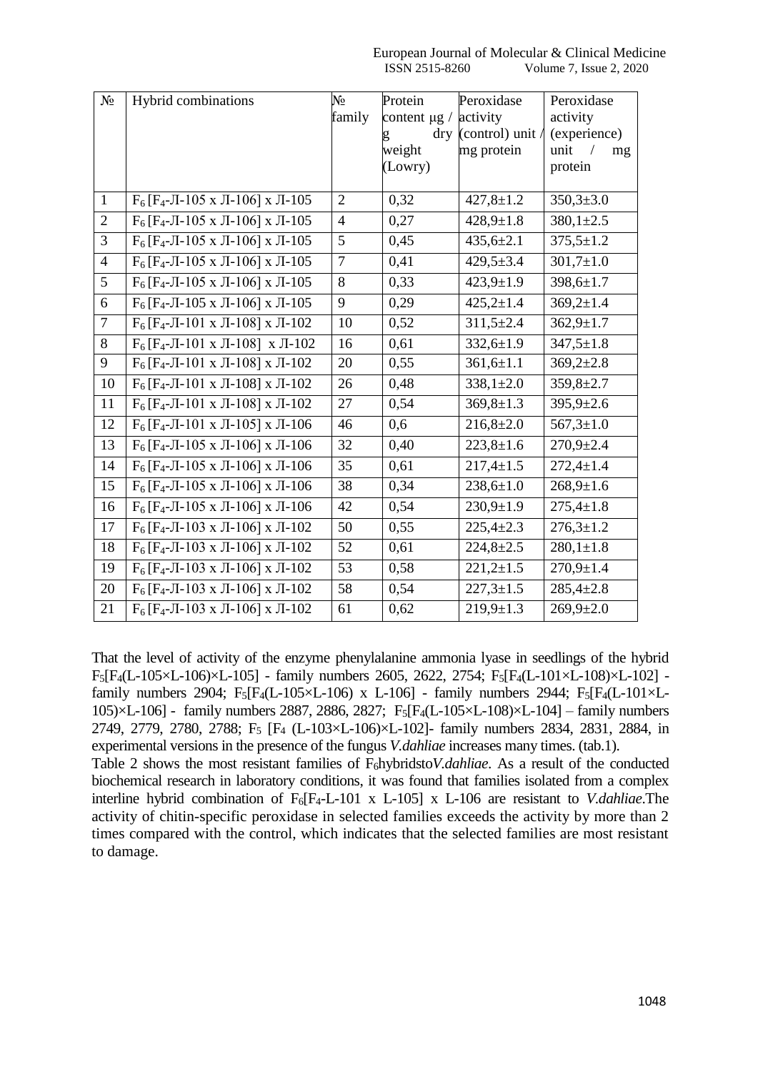| № | Hybrid combinations | № family | Protein content μg / g dry weight (Lowry) | Peroxidase activity (control) unit / mg protein | Peroxidase activity (experience) unit / mg protein |
|---|---|---|---|---|---|
| 1 | $F_6$ [$F_4$-Л-105 х Л-106] х Л-105 | 2 | 0,32 | 427,8±1.2 | 350,3±3.0 |
| 2 | $F_6$ [$F_4$-Л-105 х Л-106] х Л-105 | 4 | 0,27 | 428,9±1.8 | 380,1±2.5 |
| 3 | $F_6$ [$F_4$-Л-105 х Л-106] х Л-105 | 5 | 0,45 | 435,6±2.1 | 375,5±1.2 |
| 4 | $F_6$ [$F_4$-Л-105 х Л-106] х Л-105 | 7 | 0,41 | 429,5±3.4 | 301,7±1.0 |
| 5 | $F_6$ [$F_4$-Л-105 х Л-106] х Л-105 | 8 | 0,33 | 423,9±1.9 | 398,6±1.7 |
| 6 | $F_6$ [$F_4$-Л-105 х Л-106] х Л-105 | 9 | 0,29 | 425,2±1.4 | 369,2±1.4 |
| 7 | $F_6$ [$F_4$-Л-101 х Л-108] х Л-102 | 10 | 0,52 | 311,5±2.4 | 362,9±1.7 |
| 8 | $F_6$ [$F_4$-Л-101 х Л-108] х Л-102 | 16 | 0,61 | 332,6±1.9 | 347,5±1.8 |
| 9 | $F_6$ [$F_4$-Л-101 х Л-108] х Л-102 | 20 | 0,55 | 361,6±1.1 | 369,2±2.8 |
| 10 | $F_6$ [$F_4$-Л-101 х Л-108] х Л-102 | 26 | 0,48 | 338,1±2.0 | 359,8±2.7 |
| 11 | $F_6$ [$F_4$-Л-101 х Л-108] х Л-102 | 27 | 0,54 | 369,8±1.3 | 395,9±2.6 |
| 12 | $F_6$ [$F_4$-Л-101 х Л-105] х Л-106 | 46 | 0,6 | 216,8±2.0 | 567,3±1.0 |
| 13 | $F_6$ [$F_4$-Л-105 х Л-106] х Л-106 | 32 | 0,40 | 223,8±1.6 | 270,9±2.4 |
| 14 | $F_6$ [$F_4$-Л-105 х Л-106] х Л-106 | 35 | 0,61 | 217,4±1.5 | 272,4±1.4 |
| 15 | $F_6$ [$F_4$-Л-105 х Л-106] х Л-106 | 38 | 0,34 | 238,6±1.0 | 268,9±1.6 |
| 16 | $F_6$ [$F_4$-Л-105 х Л-106] х Л-106 | 42 | 0,54 | 230,9±1.9 | 275,4±1.8 |
| 17 | $F_6$ [$F_4$-Л-103 х Л-106] х Л-102 | 50 | 0,55 | 225,4±2.3 | 276,3±1.2 |
| 18 | $F_6$ [$F_4$-Л-103 х Л-106] х Л-102 | 52 | 0,61 | 224,8±2.5 | 280,1±1.8 |
| 19 | $F_6$ [$F_4$-Л-103 х Л-106] х Л-102 | 53 | 0,58 | 221,2±1.5 | 270,9±1.4 |
| 20 | $F_6$ [$F_4$-Л-103 х Л-106] х Л-102 | 58 | 0,54 | 227,3±1.5 | 285,4±2.8 |
| 21 | $F_6$ [$F_4$-Л-103 х Л-106] х Л-102 | 61 | 0,62 | 219,9±1.3 | 269,9±2.0 |

That the level of activity of the enzyme phenylalanine ammonia lyase in seedlings of the hybrid $F_5$[$F_4$(L-105×L-106)×L-105] - family numbers 2605, 2622, 2754; $F_5$[$F_4$(L-101×L-108)×L-102] - family numbers 2904; $F_5$[$F_4$(L-105×L-106) x L-106] - family numbers 2944; $F_5$[$F_4$(L-101×L-105)×L-106] - family numbers 2887, 2886, 2827; $F_5$[$F_4$(L-105×L-108)×L-104] – family numbers 2749, 2779, 2780, 2788; $F_5$ [$F_4$ (L-103×L-106)×L-102]- family numbers 2834, 2831, 2884, in experimental versions in the presence of the fungus *V.dahliae* increases many times. (tab.1).

Table 2 shows the most resistant families of $F_6$hybridsto*V.dahliae*. As a result of the conducted biochemical research in laboratory conditions, it was found that families isolated from a complex interline hybrid combination of $F_6$[$F_4$-L-101 x L-105] x L-106 are resistant to *V.dahliae*.The activity of chitin-specific peroxidase in selected families exceeds the activity by more than 2 times compared with the control, which indicates that the selected families are most resistant to damage.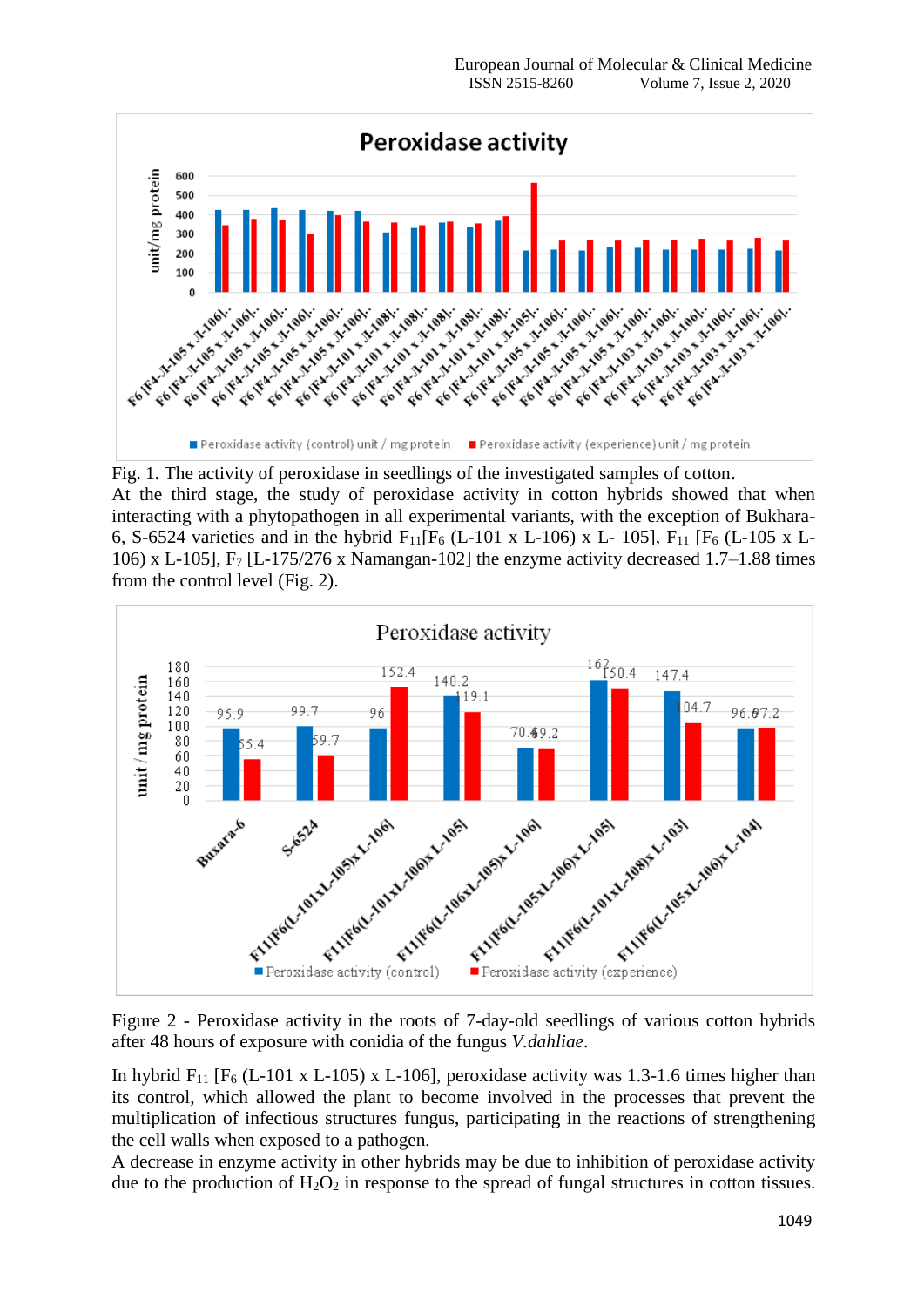Fig. 1. The activity of peroxidase in seedlings of the investigated samples of cotton.

At the third stage, the study of peroxidase activity in cotton hybrids showed that when interacting with a phytopathogen in all experimental variants, with the exception of Bukhara-6, S-6524 varieties and in the hybrid $F_{11}$[$F_6$ (L-101 x L-106) x L- 105], $F_{11}$ [$F_6$ (L-105 x L-106) x L-105], $F_7$ [L-175/276 x Namangan-102] the enzyme activity decreased 1.7–1.88 times from the control level (Fig. 2).

Figure 2 - Peroxidase activity in the roots of 7-day-old seedlings of various cotton hybrids after 48 hours of exposure with conidia of the fungus *V.dahliae*.

In hybrid $F_{11}$ [$F_6$ (L-101 x L-105) x L-106], peroxidase activity was 1.3-1.6 times higher than its control, which allowed the plant to become involved in the processes that prevent the multiplication of infectious structures fungus, participating in the reactions of strengthening the cell walls when exposed to a pathogen.

A decrease in enzyme activity in other hybrids may be due to inhibition of peroxidase activity due to the production of $H_2O_2$ in response to the spread of fungal structures in cotton tissues.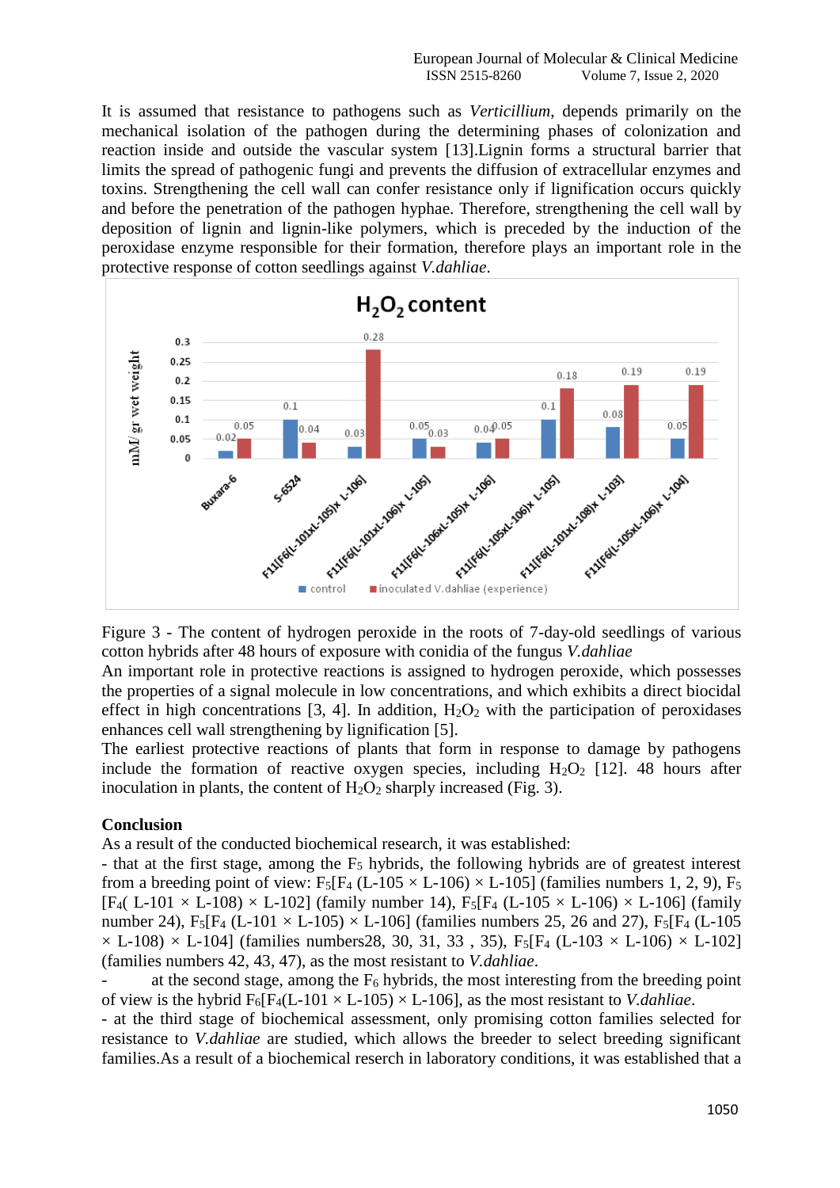It is assumed that resistance to pathogens such as *Verticillium*, depends primarily on the mechanical isolation of the pathogen during the determining phases of colonization and reaction inside and outside the vascular system [13].Lignin forms a structural barrier that limits the spread of pathogenic fungi and prevents the diffusion of extracellular enzymes and toxins. Strengthening the cell wall can confer resistance only if lignification occurs quickly and before the penetration of the pathogen hyphae. Therefore, strengthening the cell wall by deposition of lignin and lignin-like polymers, which is preceded by the induction of the peroxidase enzyme responsible for their formation, therefore plays an important role in the protective response of cotton seedlings against *V.dahliae*.

Figure 3 - The content of hydrogen peroxide in the roots of 7-day-old seedlings of various cotton hybrids after 48 hours of exposure with conidia of the fungus *V.dahliae*

An important role in protective reactions is assigned to hydrogen peroxide, which possesses the properties of a signal molecule in low concentrations, and which exhibits a direct biocidal effect in high concentrations [3, 4]. In addition, $H_2O_2$ with the participation of peroxidases enhances cell wall strengthening by lignification [5].

The earliest protective reactions of plants that form in response to damage by pathogens include the formation of reactive oxygen species, including $H_2O_2$ [12]. 48 hours after inoculation in plants, the content of $H_2O_2$ sharply increased (Fig. 3).

## Conclusion

As a result of the conducted biochemical research, it was established:

- that at the first stage, among the $F_5$ hybrids, the following hybrids are of greatest interest from a breeding point of view: $F_5$[$F_4$ (L-105 × L-106) × L-105] (families numbers 1, 2, 9), $F_5$ [$F_4$( L-101 × L-108) × L-102] (family number 14), $F_5$[$F_4$ (L-105 × L-106) × L-106] (family number 24), $F_5$[$F_4$ (L-101 × L-105) × L-106] (families numbers 25, 26 and 27), $F_5$[$F_4$ (L-105 × L-108) × L-104] (families numbers28, 30, 31, 33 , 35), $F_5$[$F_4$ (L-103 × L-106) × L-102] (families numbers 42, 43, 47), as the most resistant to *V.dahliae*.
- at the second stage, among the $F_6$ hybrids, the most interesting from the breeding point of view is the hybrid $F_6$[$F_4$(L-101 × L-105) × L-106], as the most resistant to *V.dahliae*.
- at the third stage of biochemical assessment, only promising cotton families selected for resistance to *V.dahliae* are studied, which allows the breeder to select breeding significant families.As a result of a biochemical reserch in laboratory conditions, it was established that a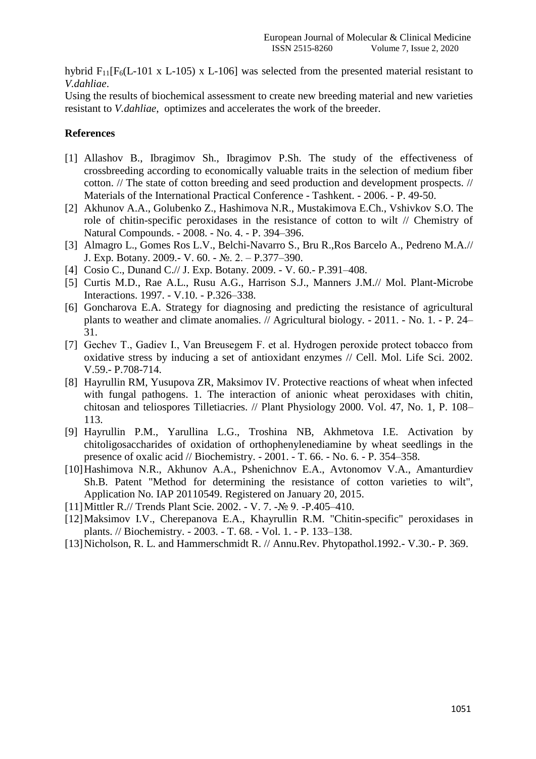hybrid $F_{11}[F_6$(L-101 x L-105) x L-106] was selected from the presented material resistant to *V.dahliae*.

Using the results of biochemical assessment to create new breeding material and new varieties resistant to *V.dahliae*, optimizes and accelerates the work of the breeder.

## References

[1] Allashov B., Ibragimov Sh., Ibragimov P.Sh. The study of the effectiveness of crossbreeding according to economically valuable traits in the selection of medium fiber cotton. // The state of cotton breeding and seed production and development prospects. // Materials of the International Practical Conference - Tashkent. - 2006. - P. 49-50.

[2] Akhunov A.A., Golubenko Z., Hashimova N.R., Mustakimova E.Ch., Vshivkov S.O. The role of chitin-specific peroxidases in the resistance of cotton to wilt // Chemistry of Natural Compounds. - 2008. - No. 4. - P. 394–396.

[3] Almagro L., Gomes Ros L.V., Belchi-Navarro S., Bru R.,Ros Barcelo A., Pedreno M.A.// J. Exp. Botany. 2009.- V. 60. - №. 2. – P.377–390.

[4] Cosio C., Dunand C.// J. Exp. Botany. 2009. - V. 60.- P.391–408.

[5] Curtis M.D., Rae A.L., Rusu A.G., Harrison S.J., Manners J.M.// Mol. Plant-Microbe Interactions. 1997. - V.10. - P.326–338.

[6] Goncharova E.A. Strategy for diagnosing and predicting the resistance of agricultural plants to weather and climate anomalies. // Agricultural biology. - 2011. - No. 1. - P. 24–31.

[7] Gechev T., Gadiev I., Van Breusegem F. et al. Hydrogen peroxide protect tobacco from oxidative stress by inducing a set of antioxidant enzymes // Cell. Mol. Life Sci. 2002. V.59.- P.708-714.

[8] Hayrullin RM, Yusupova ZR, Maksimov IV. Protective reactions of wheat when infected with fungal pathogens. 1. The interaction of anionic wheat peroxidases with chitin, chitosan and teliospores Tilletiacries. // Plant Physiology 2000. Vol. 47, No. 1, P. 108–113.

[9] Hayrullin P.M., Yarullina L.G., Troshina NB, Akhmetova I.E. Activation by chitoligosaccharides of oxidation of orthophenylenediamine by wheat seedlings in the presence of oxalic acid // Biochemistry. - 2001. - T. 66. - No. 6. - P. 354–358.

[10] Hashimova N.R., Akhunov A.A., Pshenichnov E.A., Avtonomov V.A., Amanturdiev Sh.B. Patent "Method for determining the resistance of cotton varieties to wilt", Application No. IAP 20110549. Registered on January 20, 2015.

[11] Mittler R.// Trends Plant Scie. 2002. - V. 7. -№ 9. -P.405–410.

[12] Maksimov I.V., Cherepanova E.A., Khayrullin R.M. "Chitin-specific" peroxidases in plants. // Biochemistry. - 2003. - T. 68. - Vol. 1. - P. 133–138.

[13] Nicholson, R. L. and Hammerschmidt R. // Annu.Rev. Phytopathol.1992.- V.30.- P. 369.